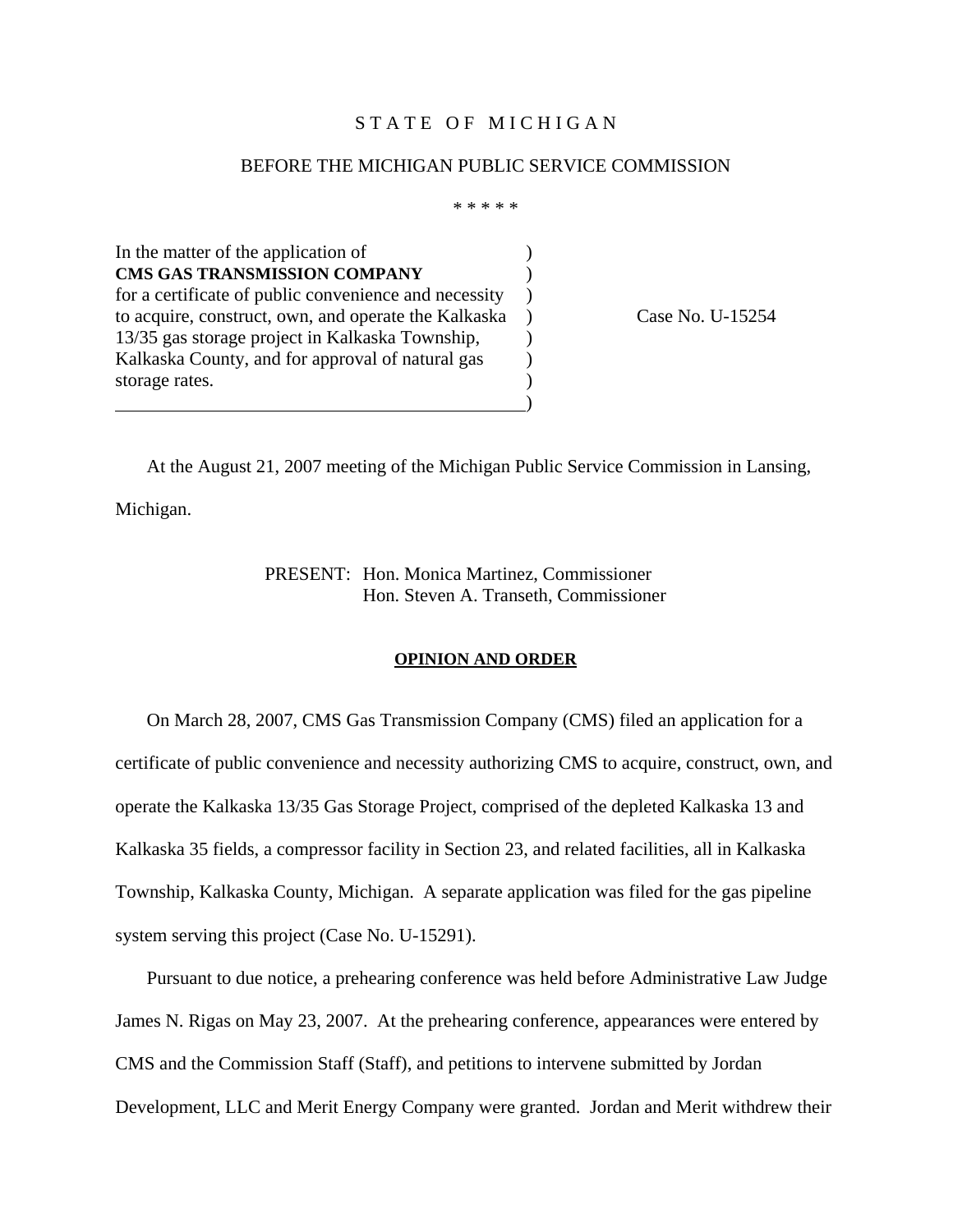STATE OF MICHIGAN

BEFORE THE MICHIGAN PUBLIC SERVICE COMMISSION

\* \* \* \* \*

| | |
|---|---|
| In the matter of the application of **CMS GAS TRANSMISSION COMPANY** for a certificate of public convenience and necessity to acquire, construct, own, and operate the Kalkaska 13/35 gas storage project in Kalkaska Township, Kalkaska County, and for approval of natural gas storage rates. | Case No. U-15254 |

At the August 21, 2007 meeting of the Michigan Public Service Commission in Lansing, Michigan.

PRESENT: Hon. Monica Martinez, Commissioner
Hon. Steven A. Transeth, Commissioner

## OPINION AND ORDER

On March 28, 2007, CMS Gas Transmission Company (CMS) filed an application for a certificate of public convenience and necessity authorizing CMS to acquire, construct, own, and operate the Kalkaska 13/35 Gas Storage Project, comprised of the depleted Kalkaska 13 and Kalkaska 35 fields, a compressor facility in Section 23, and related facilities, all in Kalkaska Township, Kalkaska County, Michigan. A separate application was filed for the gas pipeline system serving this project (Case No. U-15291).

Pursuant to due notice, a prehearing conference was held before Administrative Law Judge James N. Rigas on May 23, 2007. At the prehearing conference, appearances were entered by CMS and the Commission Staff (Staff), and petitions to intervene submitted by Jordan Development, LLC and Merit Energy Company were granted. Jordan and Merit withdrew their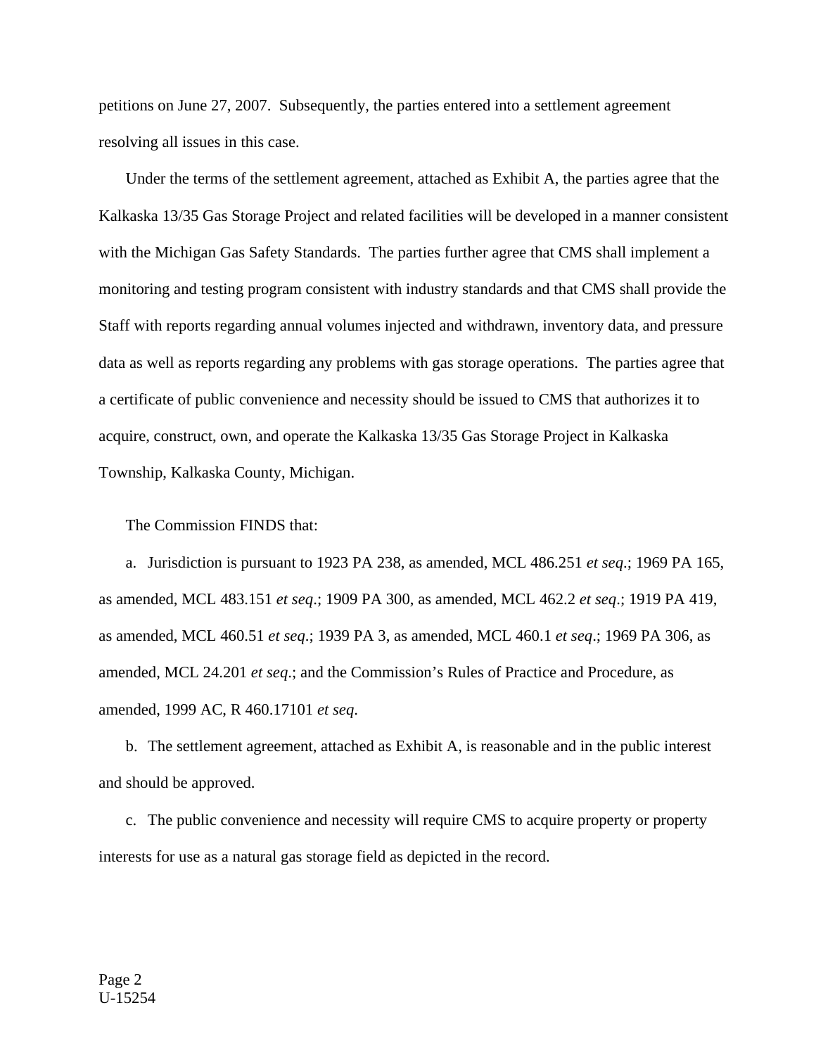petitions on June 27, 2007. Subsequently, the parties entered into a settlement agreement resolving all issues in this case.

Under the terms of the settlement agreement, attached as Exhibit A, the parties agree that the Kalkaska 13/35 Gas Storage Project and related facilities will be developed in a manner consistent with the Michigan Gas Safety Standards. The parties further agree that CMS shall implement a monitoring and testing program consistent with industry standards and that CMS shall provide the Staff with reports regarding annual volumes injected and withdrawn, inventory data, and pressure data as well as reports regarding any problems with gas storage operations. The parties agree that a certificate of public convenience and necessity should be issued to CMS that authorizes it to acquire, construct, own, and operate the Kalkaska 13/35 Gas Storage Project in Kalkaska Township, Kalkaska County, Michigan.

The Commission FINDS that:

a. Jurisdiction is pursuant to 1923 PA 238, as amended, MCL 486.251 *et seq*.; 1969 PA 165, as amended, MCL 483.151 *et seq*.; 1909 PA 300, as amended, MCL 462.2 *et seq*.; 1919 PA 419, as amended, MCL 460.51 *et seq*.; 1939 PA 3, as amended, MCL 460.1 *et seq*.; 1969 PA 306, as amended, MCL 24.201 *et seq*.; and the Commission's Rules of Practice and Procedure, as amended, 1999 AC, R 460.17101 *et seq*.

b. The settlement agreement, attached as Exhibit A, is reasonable and in the public interest and should be approved.

c. The public convenience and necessity will require CMS to acquire property or property interests for use as a natural gas storage field as depicted in the record.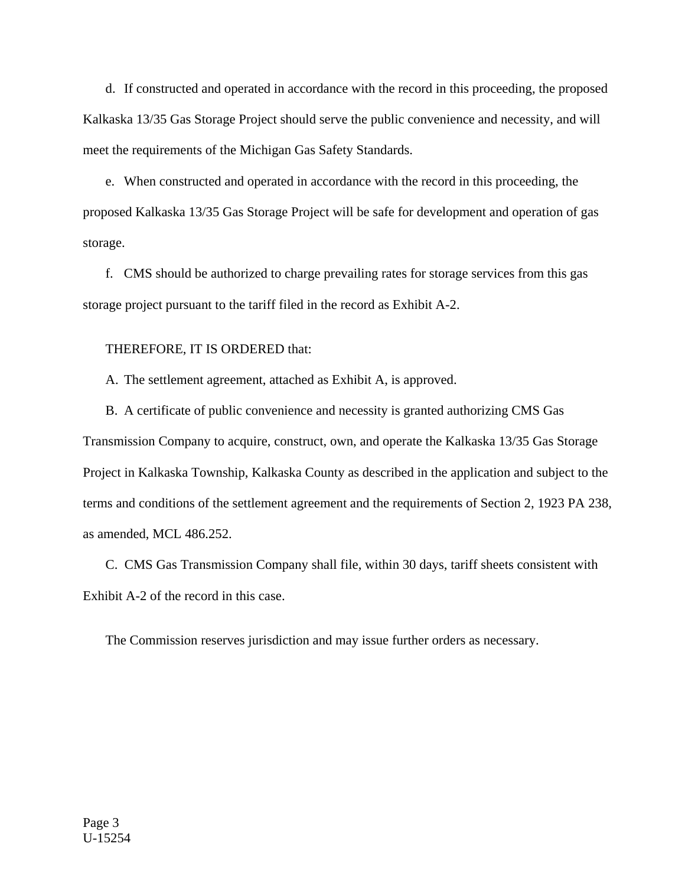d. If constructed and operated in accordance with the record in this proceeding, the proposed Kalkaska 13/35 Gas Storage Project should serve the public convenience and necessity, and will meet the requirements of the Michigan Gas Safety Standards.

e. When constructed and operated in accordance with the record in this proceeding, the proposed Kalkaska 13/35 Gas Storage Project will be safe for development and operation of gas storage.

f. CMS should be authorized to charge prevailing rates for storage services from this gas storage project pursuant to the tariff filed in the record as Exhibit A-2.

THEREFORE, IT IS ORDERED that:

A. The settlement agreement, attached as Exhibit A, is approved.

B. A certificate of public convenience and necessity is granted authorizing CMS Gas Transmission Company to acquire, construct, own, and operate the Kalkaska 13/35 Gas Storage Project in Kalkaska Township, Kalkaska County as described in the application and subject to the terms and conditions of the settlement agreement and the requirements of Section 2, 1923 PA 238, as amended, MCL 486.252.

C. CMS Gas Transmission Company shall file, within 30 days, tariff sheets consistent with Exhibit A-2 of the record in this case.

The Commission reserves jurisdiction and may issue further orders as necessary.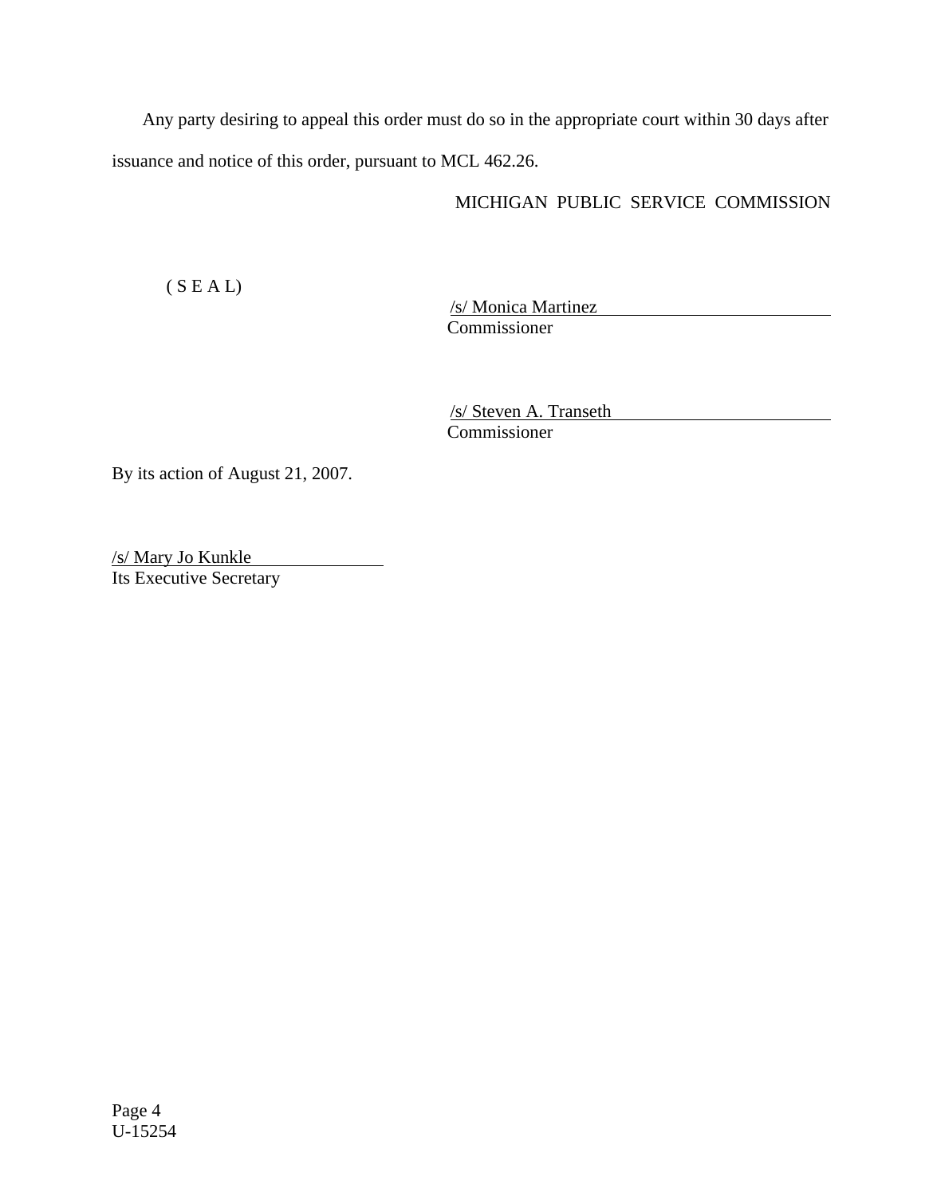Any party desiring to appeal this order must do so in the appropriate court within 30 days after issuance and notice of this order, pursuant to MCL 462.26.

MICHIGAN PUBLIC SERVICE COMMISSION

( S E A L)

/s/ Monica Martinez
Commissioner

/s/ Steven A. Transeth
Commissioner

By its action of August 21, 2007.

/s/ Mary Jo Kunkle
Its Executive Secretary

U-15254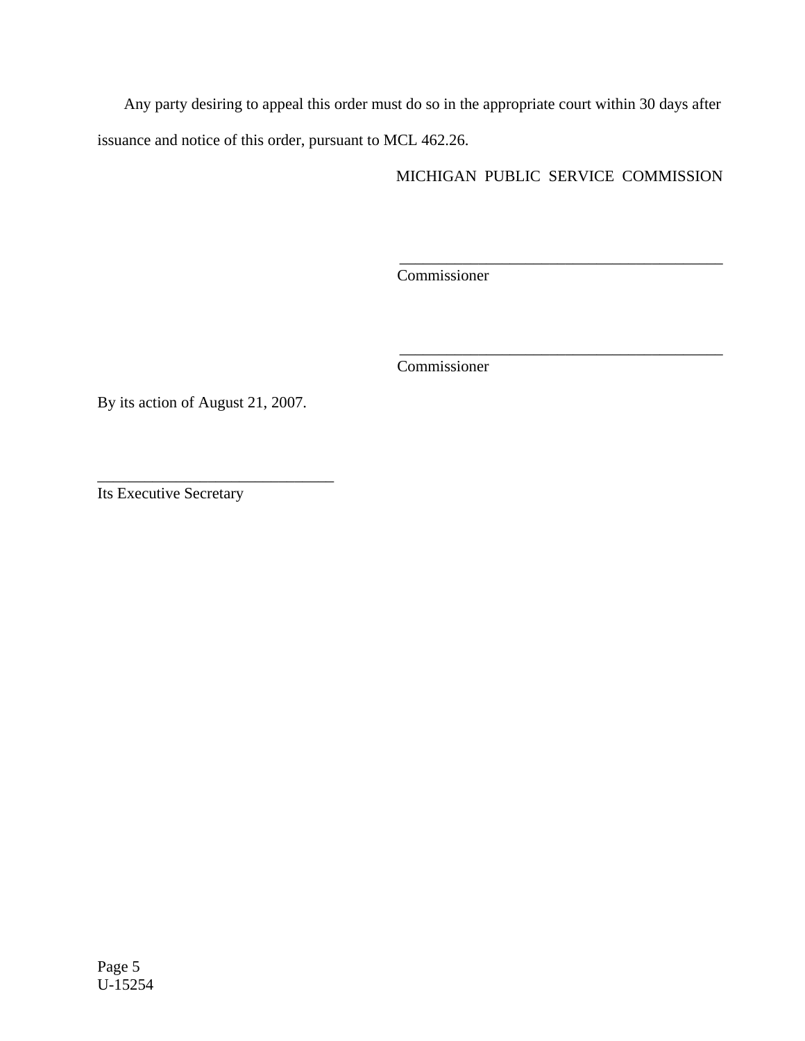Any party desiring to appeal this order must do so in the appropriate court within 30 days after issuance and notice of this order, pursuant to MCL 462.26.

MICHIGAN PUBLIC SERVICE COMMISSION

\_\_\_\_\_\_\_\_\_\_\_\_\_\_\_\_\_\_\_\_\_\_\_\_\_\_\_\_\_\_\_\_\_\_\_\_\_\_\_\_\_\_

Commissioner

\_\_\_\_\_\_\_\_\_\_\_\_\_\_\_\_\_\_\_\_\_\_\_\_\_\_\_\_\_\_\_\_\_\_\_\_\_\_\_\_\_\_

Commissioner

By its action of August 21, 2007.

\_\_\_\_\_\_\_\_\_\_\_\_\_\_\_\_\_\_\_\_\_\_\_\_\_\_\_\_\_\_\_

Its Executive Secretary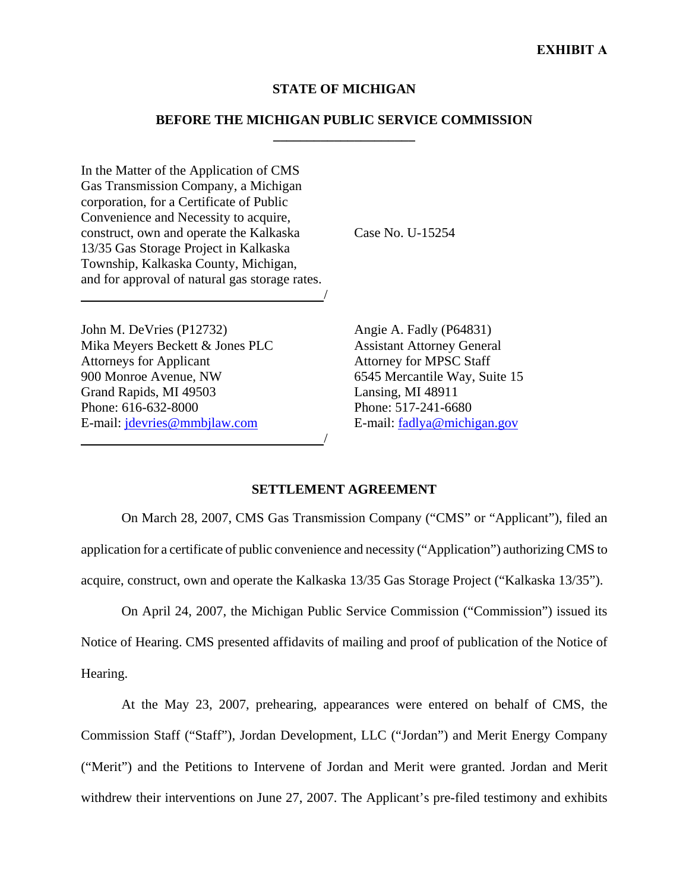**EXHIBIT A**

**STATE OF MICHIGAN**

**BEFORE THE MICHIGAN PUBLIC SERVICE COMMISSION**

| | |
|---|---|
| In the Matter of the Application of CMS Gas Transmission Company, a Michigan corporation, for a Certificate of Public Convenience and Necessity to acquire, construct, own and operate the Kalkaska 13/35 Gas Storage Project in Kalkaska Township, Kalkaska County, Michigan, and for approval of natural gas storage rates. / | Case No. U-15254 |

| | |
|---|---|
| John M. DeVries (P12732)<br>Mika Meyers Beckett & Jones PLC<br>Attorneys for Applicant<br>900 Monroe Avenue, NW<br>Grand Rapids, MI 49503<br>Phone: 616-632-8000<br>E-mail: jdevries@mmbjlaw.com / | Angie A. Fadly (P64831)<br>Assistant Attorney General<br>Attorney for MPSC Staff<br>6545 Mercantile Way, Suite 15<br>Lansing, MI 48911<br>Phone: 517-241-6680<br>E-mail: fadlya@michigan.gov |

**SETTLEMENT AGREEMENT**

On March 28, 2007, CMS Gas Transmission Company ("CMS" or "Applicant"), filed an application for a certificate of public convenience and necessity ("Application") authorizing CMS to acquire, construct, own and operate the Kalkaska 13/35 Gas Storage Project ("Kalkaska 13/35").

On April 24, 2007, the Michigan Public Service Commission ("Commission") issued its Notice of Hearing. CMS presented affidavits of mailing and proof of publication of the Notice of Hearing.

At the May 23, 2007, prehearing, appearances were entered on behalf of CMS, the Commission Staff ("Staff"), Jordan Development, LLC ("Jordan") and Merit Energy Company ("Merit") and the Petitions to Intervene of Jordan and Merit were granted. Jordan and Merit withdrew their interventions on June 27, 2007. The Applicant's pre-filed testimony and exhibits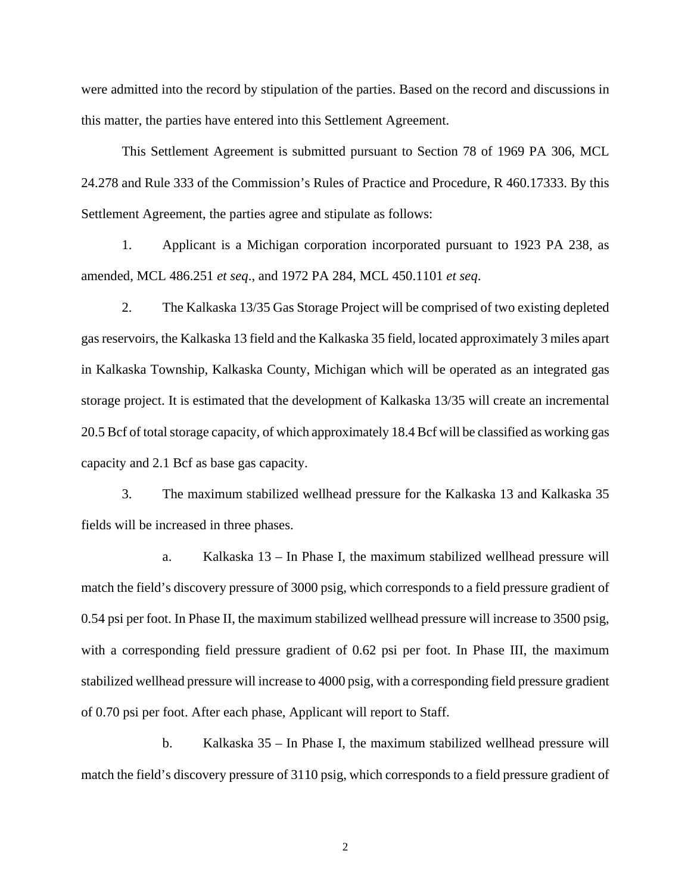were admitted into the record by stipulation of the parties. Based on the record and discussions in this matter, the parties have entered into this Settlement Agreement.

This Settlement Agreement is submitted pursuant to Section 78 of 1969 PA 306, MCL 24.278 and Rule 333 of the Commission's Rules of Practice and Procedure, R 460.17333. By this Settlement Agreement, the parties agree and stipulate as follows:

1. Applicant is a Michigan corporation incorporated pursuant to 1923 PA 238, as amended, MCL 486.251 *et seq*., and 1972 PA 284, MCL 450.1101 *et seq*.

2. The Kalkaska 13/35 Gas Storage Project will be comprised of two existing depleted gas reservoirs, the Kalkaska 13 field and the Kalkaska 35 field, located approximately 3 miles apart in Kalkaska Township, Kalkaska County, Michigan which will be operated as an integrated gas storage project. It is estimated that the development of Kalkaska 13/35 will create an incremental 20.5 Bcf of total storage capacity, of which approximately 18.4 Bcf will be classified as working gas capacity and 2.1 Bcf as base gas capacity.

3. The maximum stabilized wellhead pressure for the Kalkaska 13 and Kalkaska 35 fields will be increased in three phases.

   a. Kalkaska 13 – In Phase I, the maximum stabilized wellhead pressure will match the field's discovery pressure of 3000 psig, which corresponds to a field pressure gradient of 0.54 psi per foot. In Phase II, the maximum stabilized wellhead pressure will increase to 3500 psig, with a corresponding field pressure gradient of 0.62 psi per foot. In Phase III, the maximum stabilized wellhead pressure will increase to 4000 psig, with a corresponding field pressure gradient of 0.70 psi per foot. After each phase, Applicant will report to Staff.

   b. Kalkaska 35 – In Phase I, the maximum stabilized wellhead pressure will match the field's discovery pressure of 3110 psig, which corresponds to a field pressure gradient of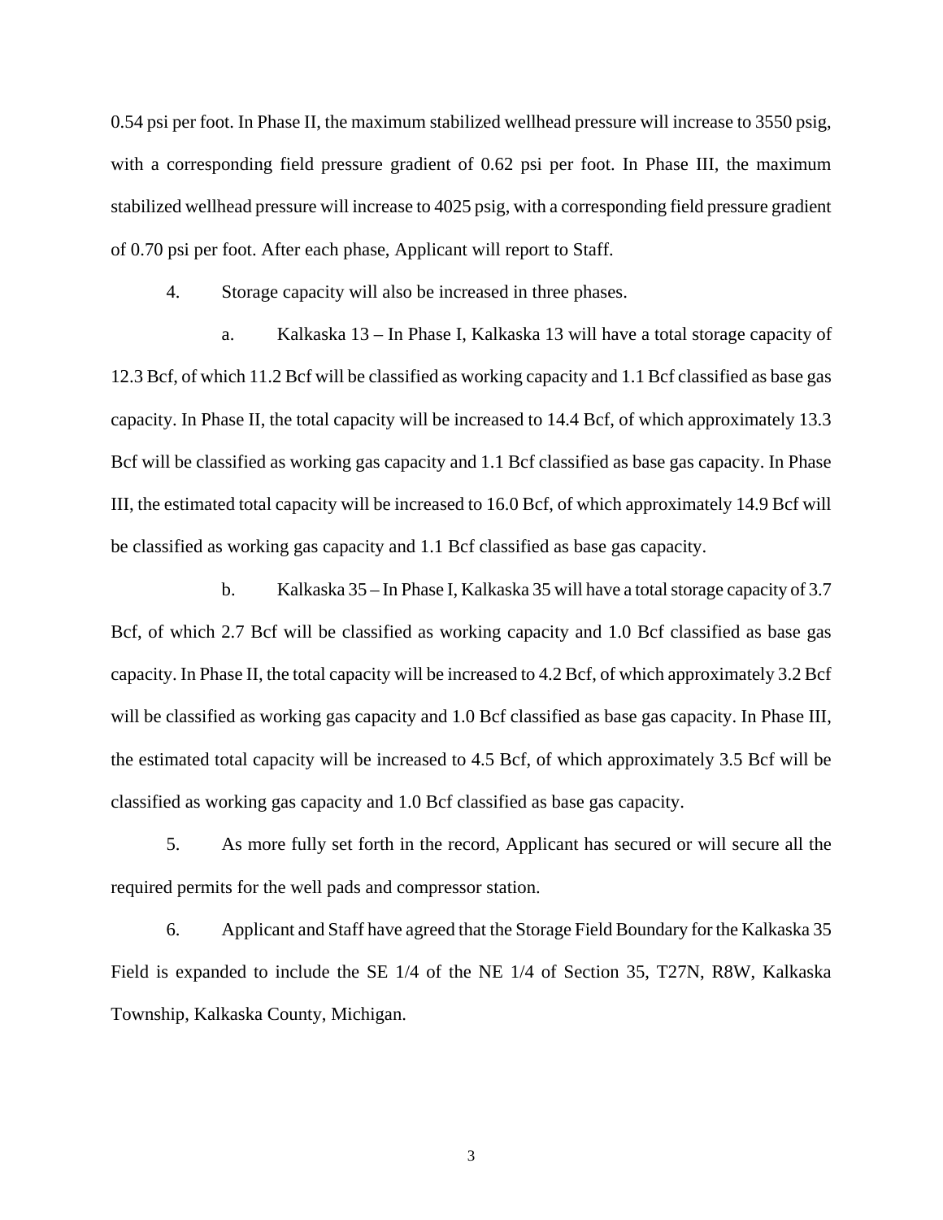0.54 psi per foot. In Phase II, the maximum stabilized wellhead pressure will increase to 3550 psig, with a corresponding field pressure gradient of 0.62 psi per foot. In Phase III, the maximum stabilized wellhead pressure will increase to 4025 psig, with a corresponding field pressure gradient of 0.70 psi per foot. After each phase, Applicant will report to Staff.

4. Storage capacity will also be increased in three phases.

a. Kalkaska 13 – In Phase I, Kalkaska 13 will have a total storage capacity of 12.3 Bcf, of which 11.2 Bcf will be classified as working capacity and 1.1 Bcf classified as base gas capacity. In Phase II, the total capacity will be increased to 14.4 Bcf, of which approximately 13.3 Bcf will be classified as working gas capacity and 1.1 Bcf classified as base gas capacity. In Phase III, the estimated total capacity will be increased to 16.0 Bcf, of which approximately 14.9 Bcf will be classified as working gas capacity and 1.1 Bcf classified as base gas capacity.

b. Kalkaska 35 – In Phase I, Kalkaska 35 will have a total storage capacity of 3.7 Bcf, of which 2.7 Bcf will be classified as working capacity and 1.0 Bcf classified as base gas capacity. In Phase II, the total capacity will be increased to 4.2 Bcf, of which approximately 3.2 Bcf will be classified as working gas capacity and 1.0 Bcf classified as base gas capacity. In Phase III, the estimated total capacity will be increased to 4.5 Bcf, of which approximately 3.5 Bcf will be classified as working gas capacity and 1.0 Bcf classified as base gas capacity.

5. As more fully set forth in the record, Applicant has secured or will secure all the required permits for the well pads and compressor station.

6. Applicant and Staff have agreed that the Storage Field Boundary for the Kalkaska 35 Field is expanded to include the SE 1/4 of the NE 1/4 of Section 35, T27N, R8W, Kalkaska Township, Kalkaska County, Michigan.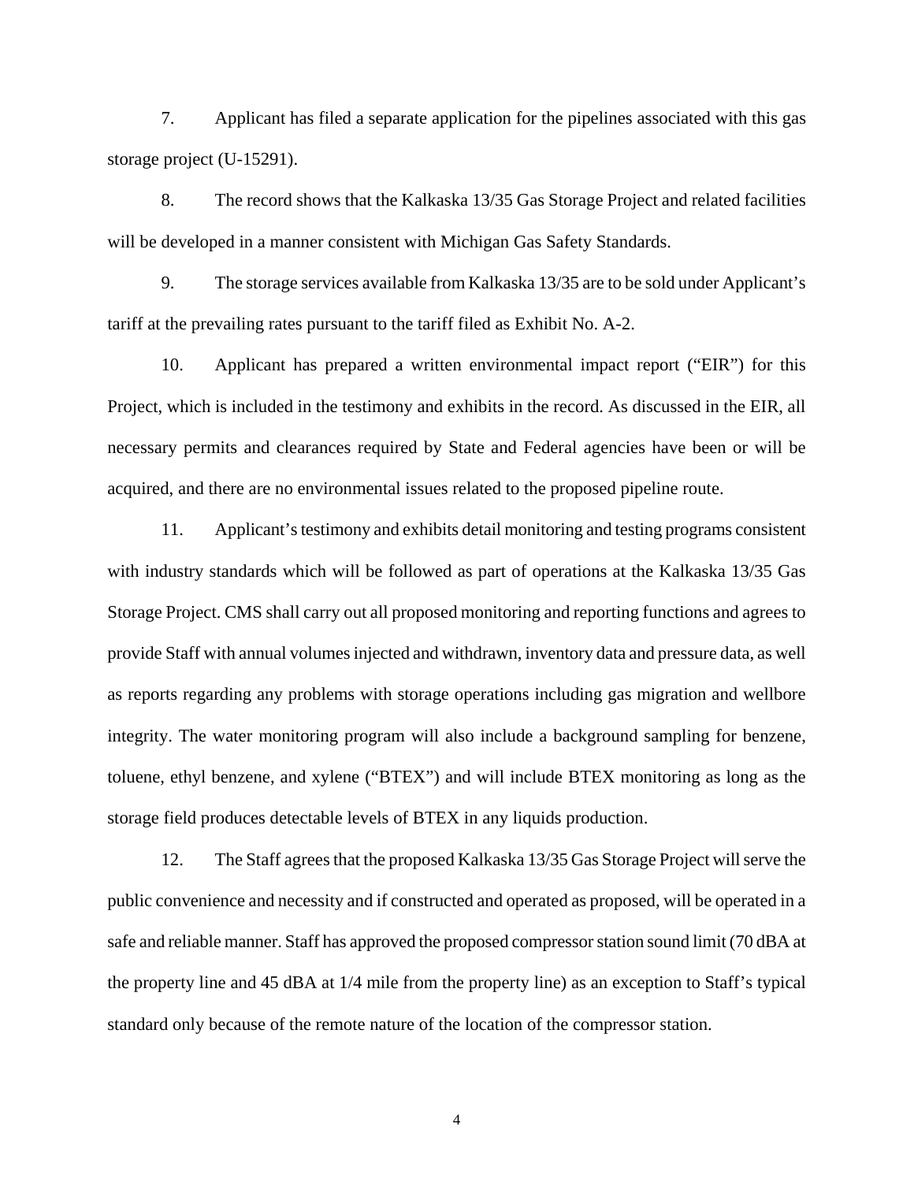7. Applicant has filed a separate application for the pipelines associated with this gas storage project (U-15291).

8. The record shows that the Kalkaska 13/35 Gas Storage Project and related facilities will be developed in a manner consistent with Michigan Gas Safety Standards.

9. The storage services available from Kalkaska 13/35 are to be sold under Applicant's tariff at the prevailing rates pursuant to the tariff filed as Exhibit No. A-2.

10. Applicant has prepared a written environmental impact report ("EIR") for this Project, which is included in the testimony and exhibits in the record. As discussed in the EIR, all necessary permits and clearances required by State and Federal agencies have been or will be acquired, and there are no environmental issues related to the proposed pipeline route.

11. Applicant's testimony and exhibits detail monitoring and testing programs consistent with industry standards which will be followed as part of operations at the Kalkaska 13/35 Gas Storage Project. CMS shall carry out all proposed monitoring and reporting functions and agrees to provide Staff with annual volumes injected and withdrawn, inventory data and pressure data, as well as reports regarding any problems with storage operations including gas migration and wellbore integrity. The water monitoring program will also include a background sampling for benzene, toluene, ethyl benzene, and xylene ("BTEX") and will include BTEX monitoring as long as the storage field produces detectable levels of BTEX in any liquids production.

12. The Staff agrees that the proposed Kalkaska 13/35 Gas Storage Project will serve the public convenience and necessity and if constructed and operated as proposed, will be operated in a safe and reliable manner. Staff has approved the proposed compressor station sound limit (70 dBA at the property line and 45 dBA at 1/4 mile from the property line) as an exception to Staff's typical standard only because of the remote nature of the location of the compressor station.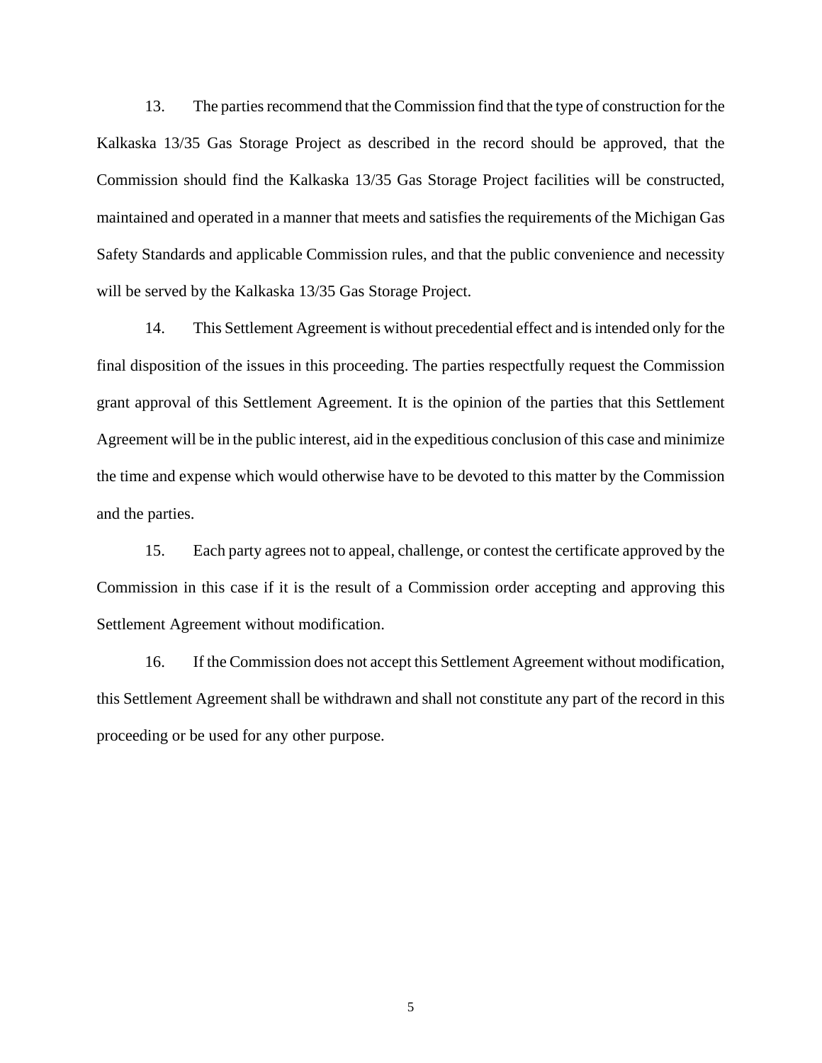13. The parties recommend that the Commission find that the type of construction for the Kalkaska 13/35 Gas Storage Project as described in the record should be approved, that the Commission should find the Kalkaska 13/35 Gas Storage Project facilities will be constructed, maintained and operated in a manner that meets and satisfies the requirements of the Michigan Gas Safety Standards and applicable Commission rules, and that the public convenience and necessity will be served by the Kalkaska 13/35 Gas Storage Project.

14. This Settlement Agreement is without precedential effect and is intended only for the final disposition of the issues in this proceeding. The parties respectfully request the Commission grant approval of this Settlement Agreement. It is the opinion of the parties that this Settlement Agreement will be in the public interest, aid in the expeditious conclusion of this case and minimize the time and expense which would otherwise have to be devoted to this matter by the Commission and the parties.

15. Each party agrees not to appeal, challenge, or contest the certificate approved by the Commission in this case if it is the result of a Commission order accepting and approving this Settlement Agreement without modification.

16. If the Commission does not accept this Settlement Agreement without modification, this Settlement Agreement shall be withdrawn and shall not constitute any part of the record in this proceeding or be used for any other purpose.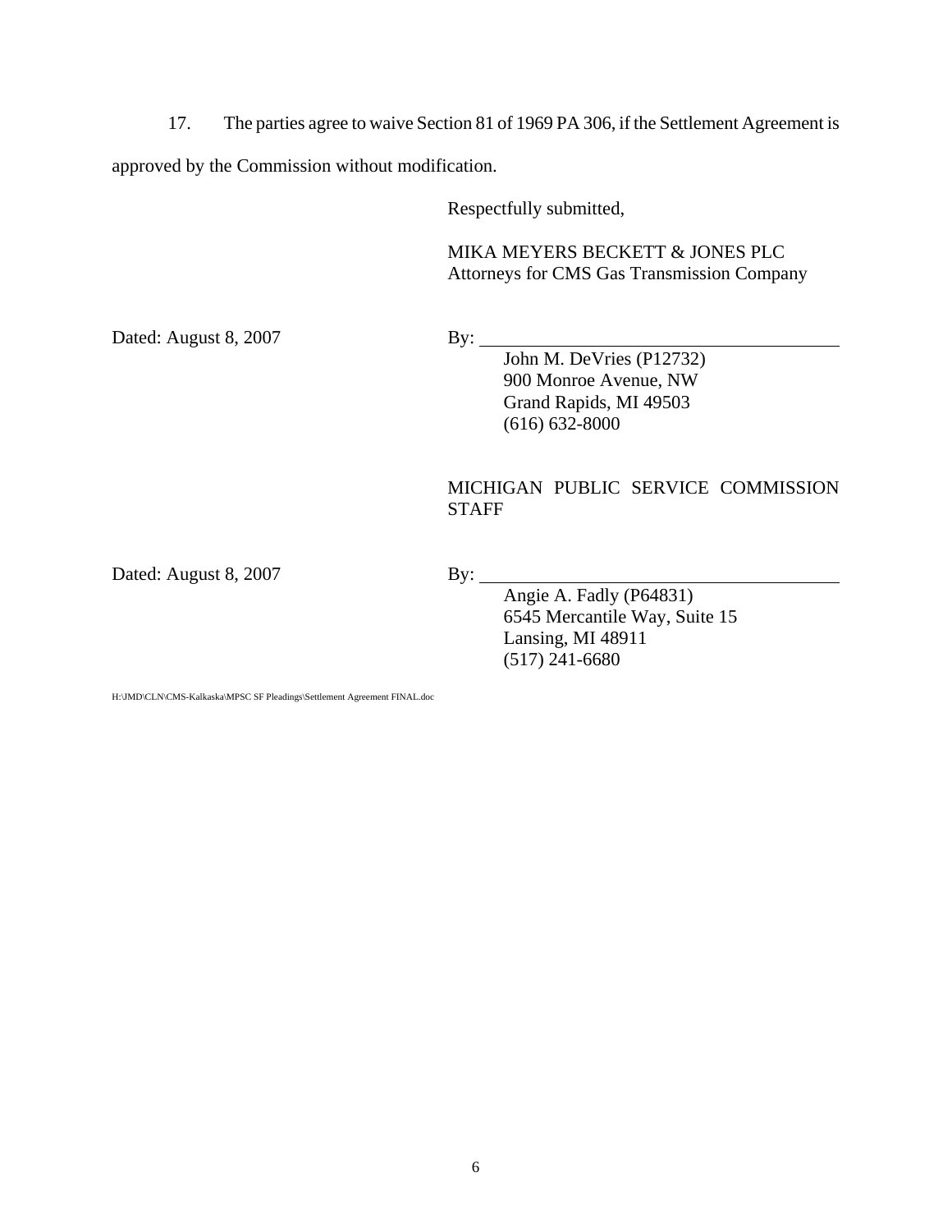17. The parties agree to waive Section 81 of 1969 PA 306, if the Settlement Agreement is approved by the Commission without modification.

Respectfully submitted,

MIKA MEYERS BECKETT & JONES PLC
Attorneys for CMS Gas Transmission Company

Dated: August 8, 2007

By: ______________________________
John M. DeVries (P12732)
900 Monroe Avenue, NW
Grand Rapids, MI 49503
(616) 632-8000

MICHIGAN PUBLIC SERVICE COMMISSION STAFF

Dated: August 8, 2007

By: ______________________________
Angie A. Fadly (P64831)
6545 Mercantile Way, Suite 15
Lansing, MI 48911
(517) 241-6680

H:\JMD\CLN\CMS-Kalkaska\MPSC SF Pleadings\Settlement Agreement FINAL.doc